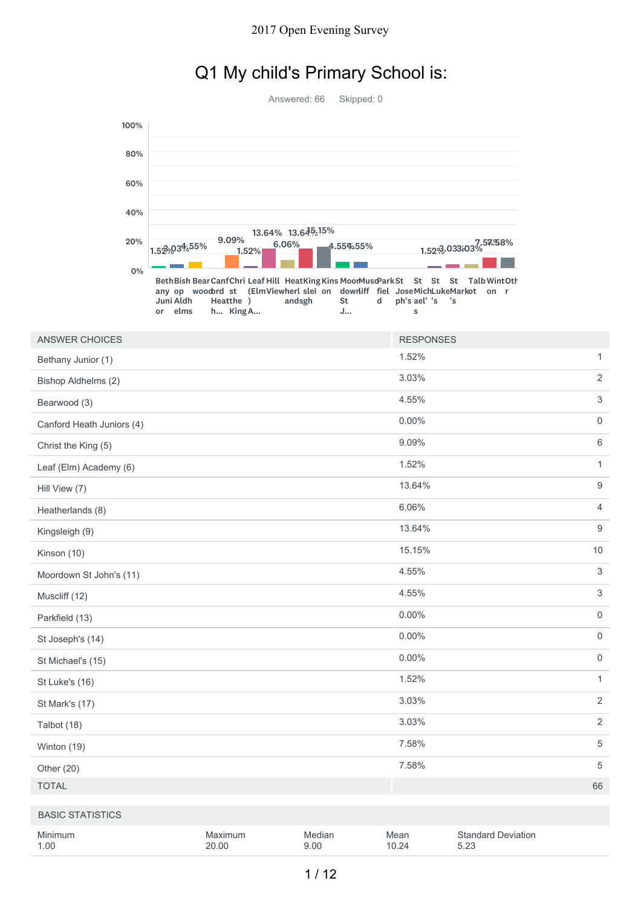# 2017 Open Evening Survey

## Q1 My child's Primary School is:

Answered: 66 Skipped: 0

| ANSWER CHOICES | RESPONSES | |
|---|---|---|
| Bethany Junior (1) | 1.52% | 1 |
| Bishop Aldhelms (2) | 3.03% | 2 |
| Bearwood (3) | 4.55% | 3 |
| Canford Heath Juniors (4) | 0.00% | 0 |
| Christ the King (5) | 9.09% | 6 |
| Leaf (Elm) Academy (6) | 1.52% | 1 |
| Hill View (7) | 13.64% | 9 |
| Heatherlands (8) | 6.06% | 4 |
| Kingsleigh (9) | 13.64% | 9 |
| Kinson (10) | 15.15% | 10 |
| Moordown St John's (11) | 4.55% | 3 |
| Muscliff (12) | 4.55% | 3 |
| Parkfield (13) | 0.00% | 0 |
| St Joseph's (14) | 0.00% | 0 |
| St Michael's (15) | 0.00% | 0 |
| St Luke's (16) | 1.52% | 1 |
| St Mark's (17) | 3.03% | 2 |
| Talbot (18) | 3.03% | 2 |
| Winton (19) | 7.58% | 5 |
| Other (20) | 7.58% | 5 |
| TOTAL | | 66 |

| BASIC STATISTICS | | | | |
|---|---|---|---|---|
| Minimum | Maximum | Median | Mean | Standard Deviation |
| 1.00 | 20.00 | 9.00 | 10.24 | 5.23 |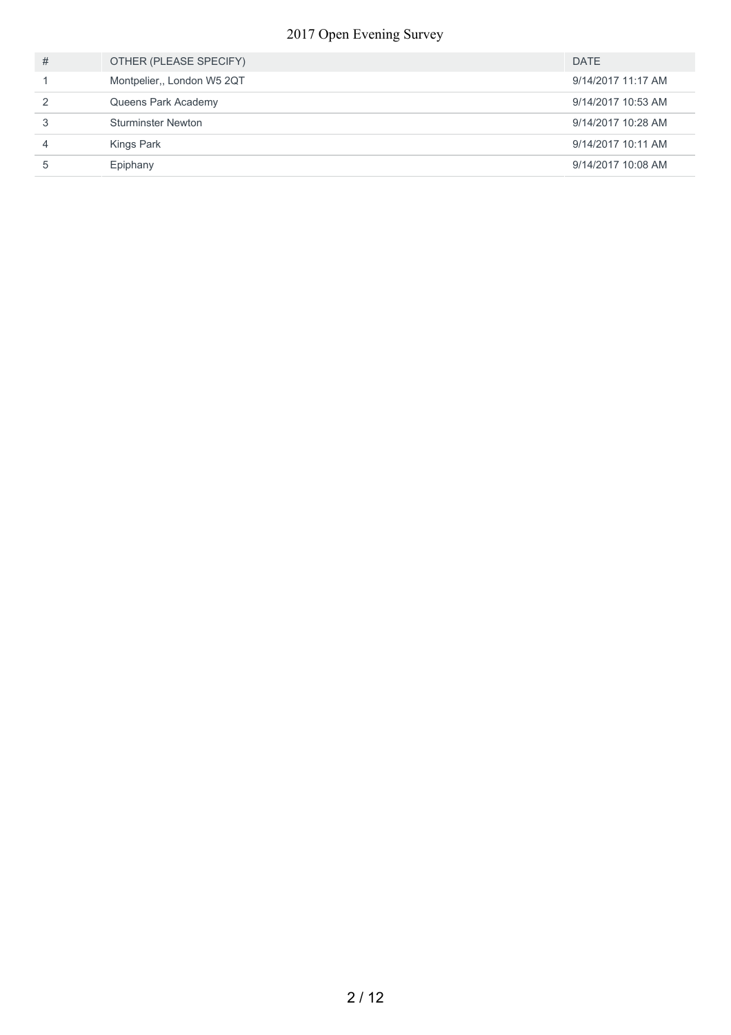| # | OTHER (PLEASE SPECIFY) | DATE |
| --- | --- | --- |
| 1 | Montpelier,, London W5 2QT | 9/14/2017 11:17 AM |
| 2 | Queens Park Academy | 9/14/2017 10:53 AM |
| 3 | Sturminster Newton | 9/14/2017 10:28 AM |
| 4 | Kings Park | 9/14/2017 10:11 AM |
| 5 | Epiphany | 9/14/2017 10:08 AM |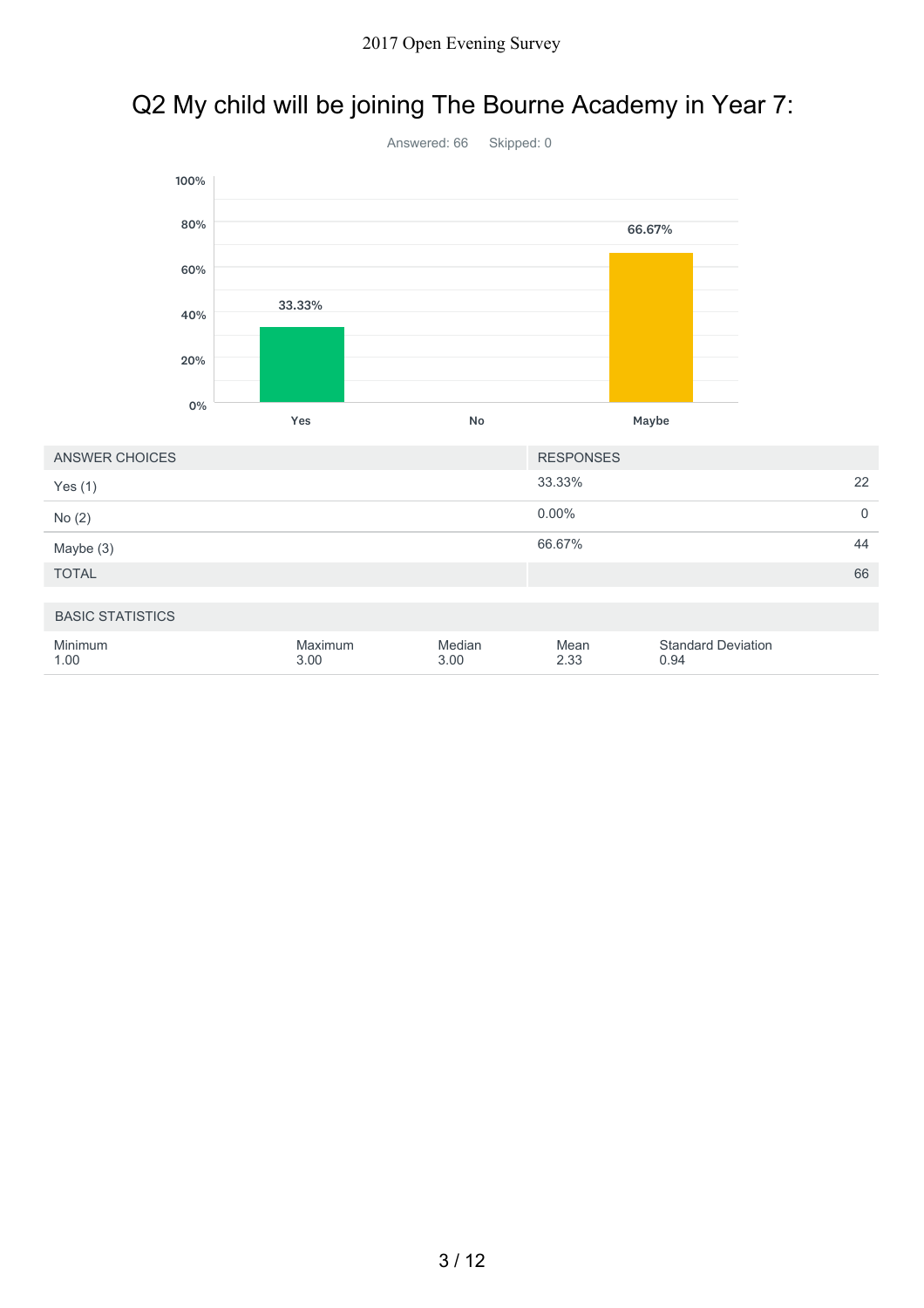# Q2 My child will be joining The Bourne Academy in Year 7:

Answered: 66 Skipped: 0

| ANSWER CHOICES | RESPONSES | |
|---|---|---|
| Yes (1) | 33.33% | 22 |
| No (2) | 0.00% | 0 |
| Maybe (3) | 66.67% | 44 |
| TOTAL | | 66 |

| BASIC STATISTICS | | | | |
|---|---|---|---|---|
| Minimum | Maximum | Median | Mean | Standard Deviation |
| 1.00 | 3.00 | 3.00 | 2.33 | 0.94 |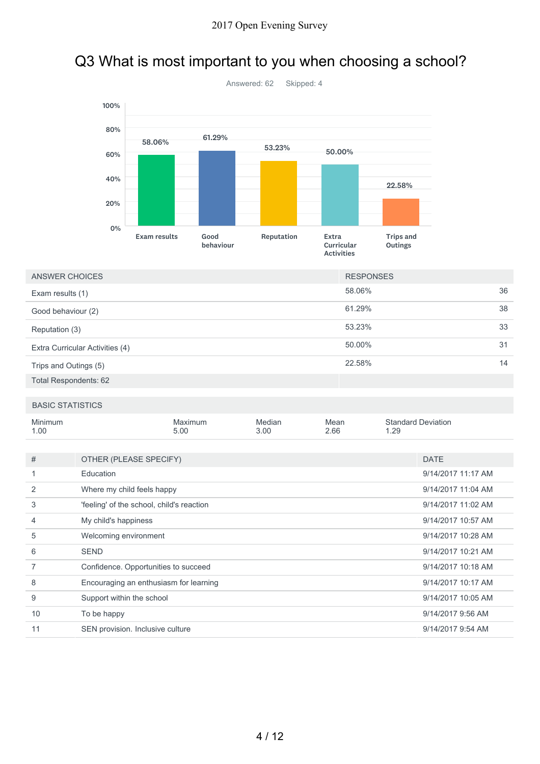# Q3 What is most important to you when choosing a school?

Answered: 62 Skipped: 4

| Exam results | Good behaviour | Reputation | Extra Curricular Activities | Trips and Outings |
|---|---|---|---|---|
| 58.06% | 61.29% | 53.23% | 50.00% | 22.58% |

| ANSWER CHOICES | RESPONSES | |
|---|---|---|
| Exam results (1) | 58.06% | 36 |
| Good behaviour (2) | 61.29% | 38 |
| Reputation (3) | 53.23% | 33 |
| Extra Curricular Activities (4) | 50.00% | 31 |
| Trips and Outings (5) | 22.58% | 14 |
| Total Respondents: 62 | | |

| BASIC STATISTICS | | | | |
|---|---|---|---|---|
| Minimum | Maximum | Median | Mean | Standard Deviation |
| 1.00 | 5.00 | 3.00 | 2.66 | 1.29 |

| # | OTHER (PLEASE SPECIFY) | DATE |
|---|---|---|
| 1 | Education | 9/14/2017 11:17 AM |
| 2 | Where my child feels happy | 9/14/2017 11:04 AM |
| 3 | 'feeling' of the school, child's reaction | 9/14/2017 11:02 AM |
| 4 | My child's happiness | 9/14/2017 10:57 AM |
| 5 | Welcoming environment | 9/14/2017 10:28 AM |
| 6 | SEND | 9/14/2017 10:21 AM |
| 7 | Confidence. Opportunities to succeed | 9/14/2017 10:18 AM |
| 8 | Encouraging an enthusiasm for learning | 9/14/2017 10:17 AM |
| 9 | Support within the school | 9/14/2017 10:05 AM |
| 10 | To be happy | 9/14/2017 9:56 AM |
| 11 | SEN provision. Inclusive culture | 9/14/2017 9:54 AM |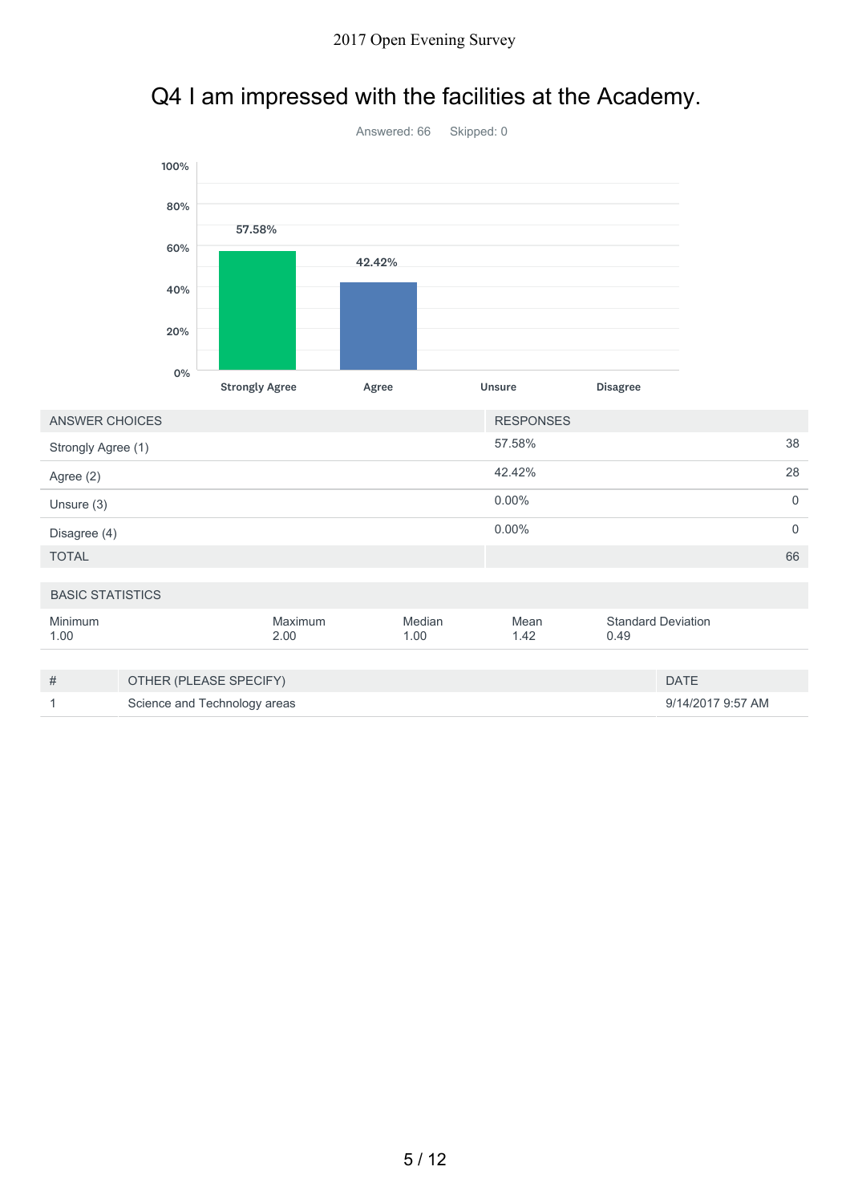# Q4 I am impressed with the facilities at the Academy.

Answered: 66 Skipped: 0

| ANSWER CHOICES | RESPONSES | |
|---|---|---|
| Strongly Agree (1) | 57.58% | 38 |
| Agree (2) | 42.42% | 28 |
| Unsure (3) | 0.00% | 0 |
| Disagree (4) | 0.00% | 0 |
| TOTAL | | 66 |

| BASIC STATISTICS | | | | |
|---|---|---|---|---|
| Minimum | Maximum | Median | Mean | Standard Deviation |
| 1.00 | 2.00 | 1.00 | 1.42 | 0.49 |

| # | OTHER (PLEASE SPECIFY) | DATE |
|---|---|---|
| 1 | Science and Technology areas | 9/14/2017 9:57 AM |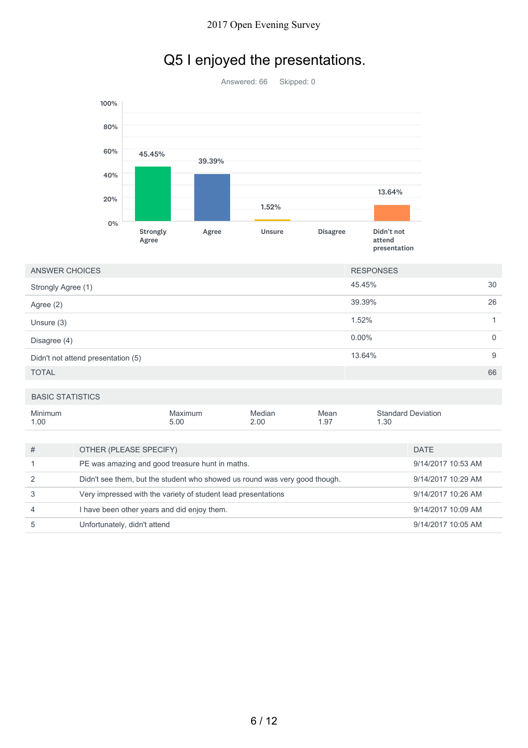# Q5 I enjoyed the presentations.

Answered: 66 Skipped: 0

| ANSWER CHOICES | RESPONSES | |
|---|---|---|
| Strongly Agree (1) | 45.45% | 30 |
| Agree (2) | 39.39% | 26 |
| Unsure (3) | 1.52% | 1 |
| Disagree (4) | 0.00% | 0 |
| Didn't not attend presentation (5) | 13.64% | 9 |
| TOTAL | | 66 |

| BASIC STATISTICS | | | | |
|---|---|---|---|---|
| Minimum | Maximum | Median | Mean | Standard Deviation |
| 1.00 | 5.00 | 2.00 | 1.97 | 1.30 |

| # | OTHER (PLEASE SPECIFY) | DATE |
|---|---|---|
| 1 | PE was amazing and good treasure hunt in maths. | 9/14/2017 10:53 AM |
| 2 | Didn't see them, but the student who showed us round was very good though. | 9/14/2017 10:29 AM |
| 3 | Very impressed with the variety of student lead presentations | 9/14/2017 10:26 AM |
| 4 | I have been other years and did enjoy them. | 9/14/2017 10:09 AM |
| 5 | Unfortunately, didn't attend | 9/14/2017 10:05 AM |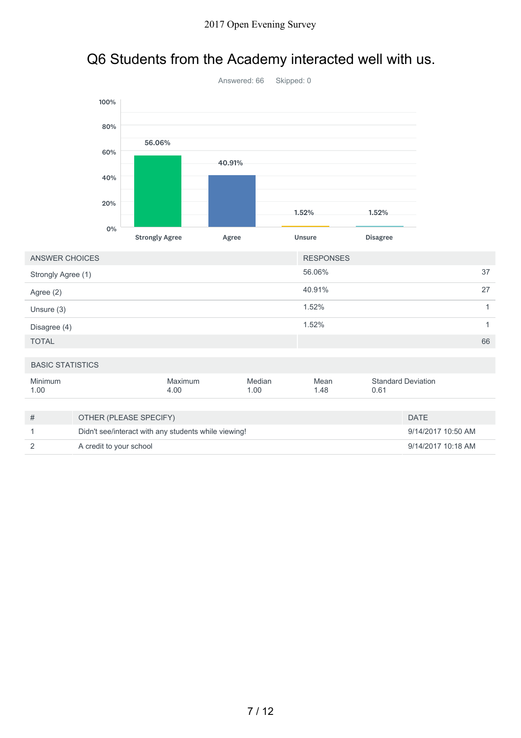# Q6 Students from the Academy interacted well with us.

Answered: 66 Skipped: 0

| ANSWER CHOICES | RESPONSES | |
|---|---|---|
| Strongly Agree (1) | 56.06% | 37 |
| Agree (2) | 40.91% | 27 |
| Unsure (3) | 1.52% | 1 |
| Disagree (4) | 1.52% | 1 |
| TOTAL | | 66 |

**BASIC STATISTICS**

| Minimum | Maximum | Median | Mean | Standard Deviation |
|---|---|---|---|---|
| 1.00 | 4.00 | 1.00 | 1.48 | 0.61 |

| # | OTHER (PLEASE SPECIFY) | DATE |
|---|---|---|
| 1 | Didn't see/interact with any students while viewing! | 9/14/2017 10:50 AM |
| 2 | A credit to your school | 9/14/2017 10:18 AM |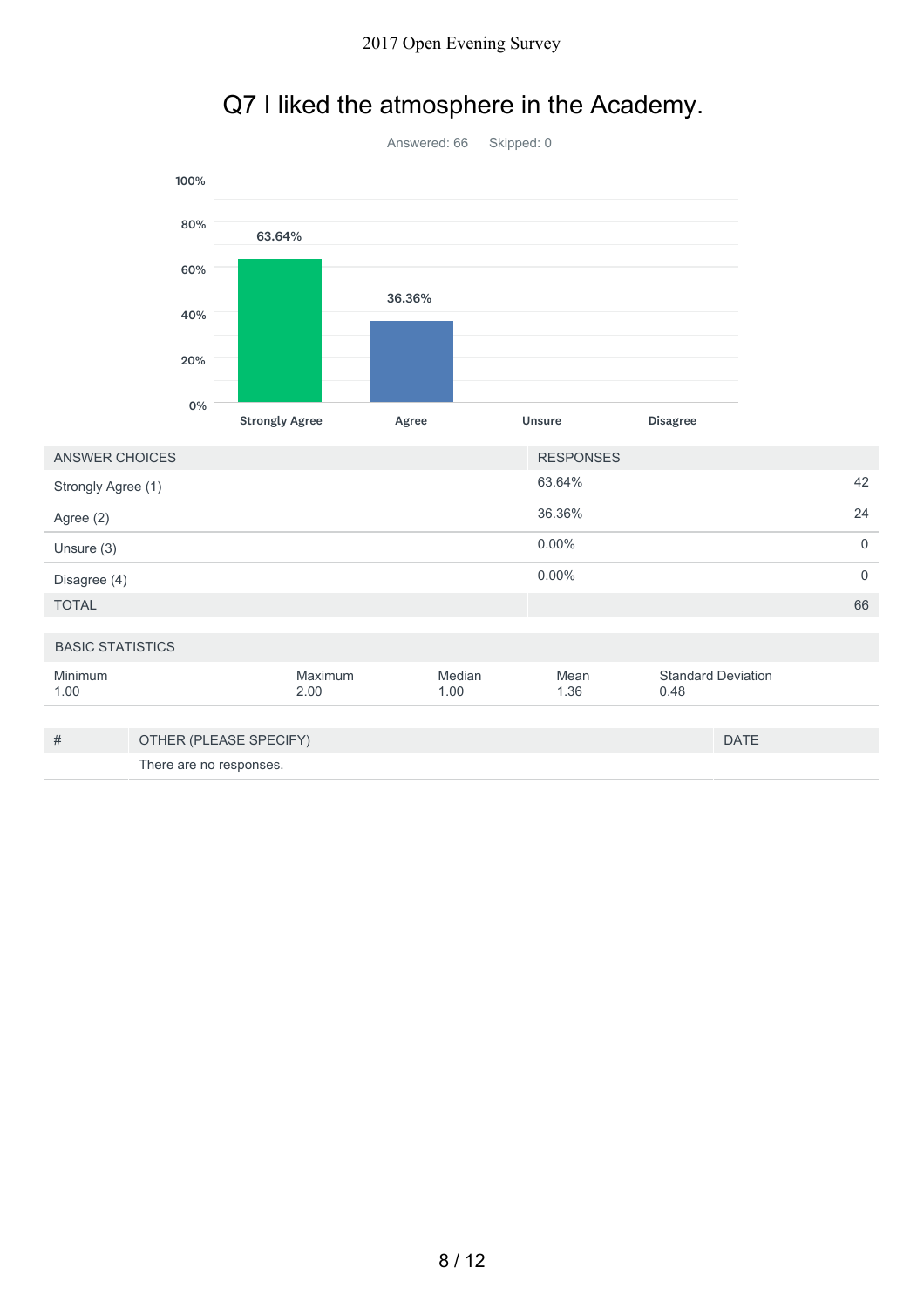## Q7 I liked the atmosphere in the Academy.

Answered: 66 Skipped: 0

| ANSWER CHOICES | RESPONSES | |
|---|---|---|
| Strongly Agree (1) | 63.64% | 42 |
| Agree (2) | 36.36% | 24 |
| Unsure (3) | 0.00% | 0 |
| Disagree (4) | 0.00% | 0 |
| TOTAL | | 66 |

**BASIC STATISTICS**

| Minimum | Maximum | Median | Mean | Standard Deviation |
|---|---|---|---|---|
| 1.00 | 2.00 | 1.00 | 1.36 | 0.48 |

| # | OTHER (PLEASE SPECIFY) | DATE |
|---|---|---|
| | There are no responses. | |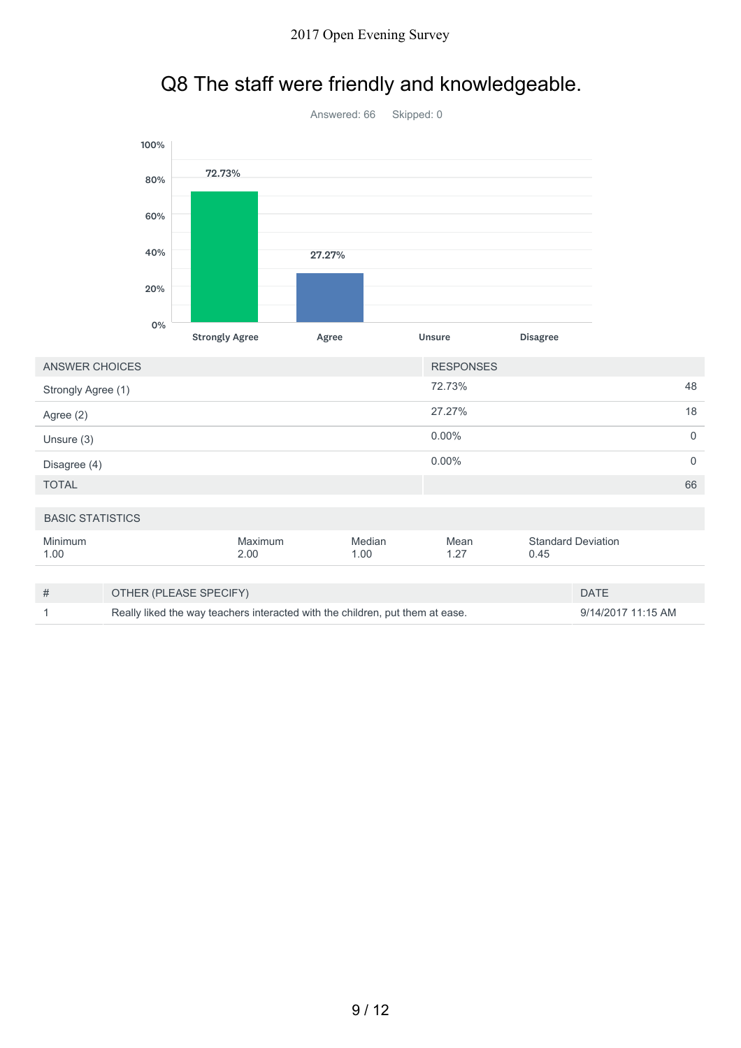# Q8 The staff were friendly and knowledgeable.

Answered: 66 Skipped: 0

| ANSWER CHOICES | RESPONSES | |
|---|---|---|
| Strongly Agree (1) | 72.73% | 48 |
| Agree (2) | 27.27% | 18 |
| Unsure (3) | 0.00% | 0 |
| Disagree (4) | 0.00% | 0 |
| TOTAL | | 66 |

BASIC STATISTICS

| Minimum | Maximum | Median | Mean | Standard Deviation |
|---|---|---|---|---|
| 1.00 | 2.00 | 1.00 | 1.27 | 0.45 |

| # | OTHER (PLEASE SPECIFY) | DATE |
|---|---|---|
| 1 | Really liked the way teachers interacted with the children, put them at ease. | 9/14/2017 11:15 AM |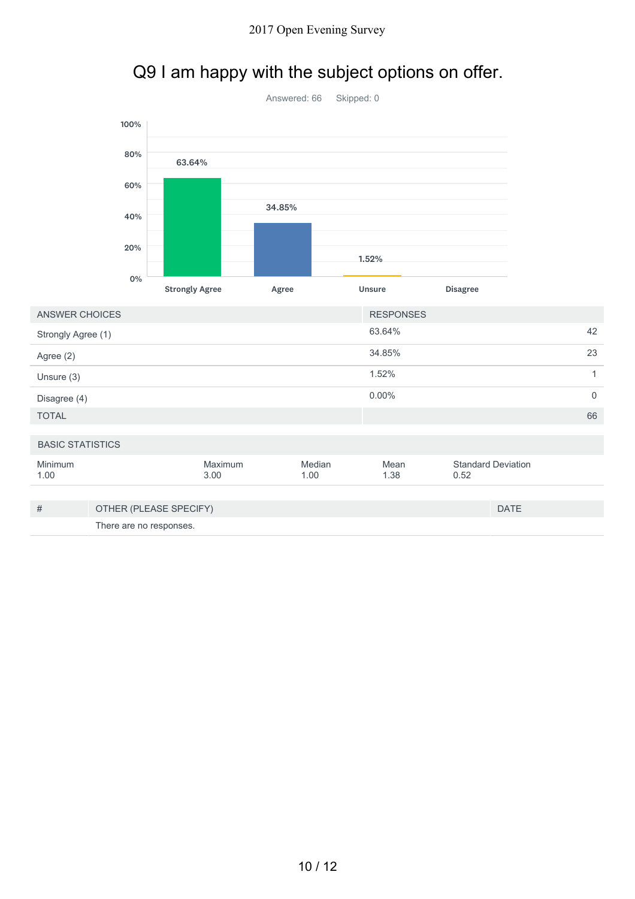# Q9 I am happy with the subject options on offer.

Answered: 66 Skipped: 0

| Strongly Agree | Agree | Unsure | Disagree |
|---|---|---|---|
| 63.64% | 34.85% | 1.52% | |

| ANSWER CHOICES | RESPONSES | |
|---|---|---|
| Strongly Agree (1) | 63.64% | 42 |
| Agree (2) | 34.85% | 23 |
| Unsure (3) | 1.52% | 1 |
| Disagree (4) | 0.00% | 0 |
| TOTAL | | 66 |

| BASIC STATISTICS | | | | |
|---|---|---|---|---|
| Minimum | Maximum | Median | Mean | Standard Deviation |
| 1.00 | 3.00 | 1.00 | 1.38 | 0.52 |

| # | OTHER (PLEASE SPECIFY) | DATE |
|---|---|---|
| | There are no responses. | |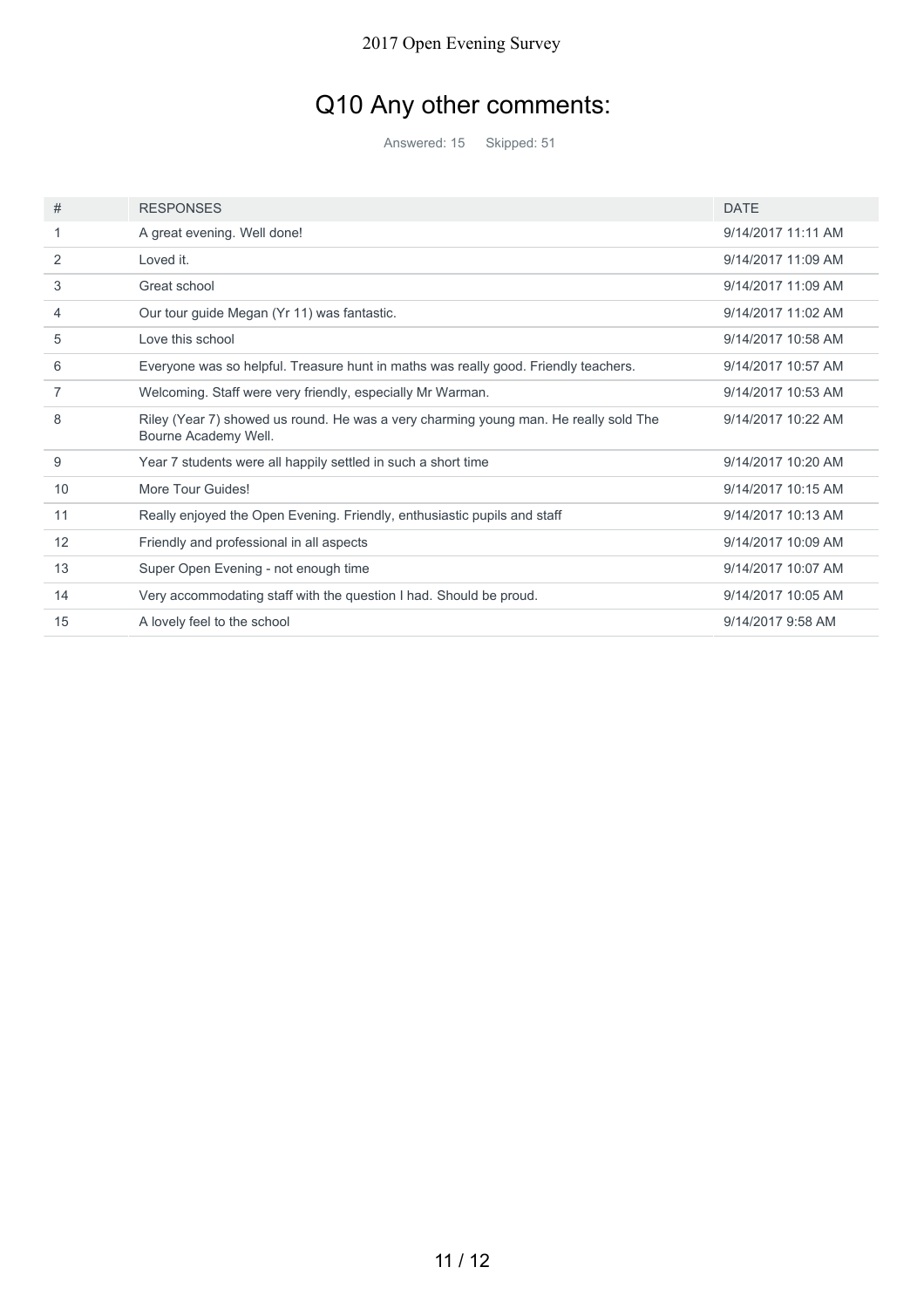# Q10 Any other comments:

Answered: 15 Skipped: 51

| # | RESPONSES | DATE |
|---|---|---|
| 1 | A great evening. Well done! | 9/14/2017 11:11 AM |
| 2 | Loved it. | 9/14/2017 11:09 AM |
| 3 | Great school | 9/14/2017 11:09 AM |
| 4 | Our tour guide Megan (Yr 11) was fantastic. | 9/14/2017 11:02 AM |
| 5 | Love this school | 9/14/2017 10:58 AM |
| 6 | Everyone was so helpful. Treasure hunt in maths was really good. Friendly teachers. | 9/14/2017 10:57 AM |
| 7 | Welcoming. Staff were very friendly, especially Mr Warman. | 9/14/2017 10:53 AM |
| 8 | Riley (Year 7) showed us round. He was a very charming young man. He really sold The Bourne Academy Well. | 9/14/2017 10:22 AM |
| 9 | Year 7 students were all happily settled in such a short time | 9/14/2017 10:20 AM |
| 10 | More Tour Guides! | 9/14/2017 10:15 AM |
| 11 | Really enjoyed the Open Evening. Friendly, enthusiastic pupils and staff | 9/14/2017 10:13 AM |
| 12 | Friendly and professional in all aspects | 9/14/2017 10:09 AM |
| 13 | Super Open Evening - not enough time | 9/14/2017 10:07 AM |
| 14 | Very accommodating staff with the question I had. Should be proud. | 9/14/2017 10:05 AM |
| 15 | A lovely feel to the school | 9/14/2017 9:58 AM |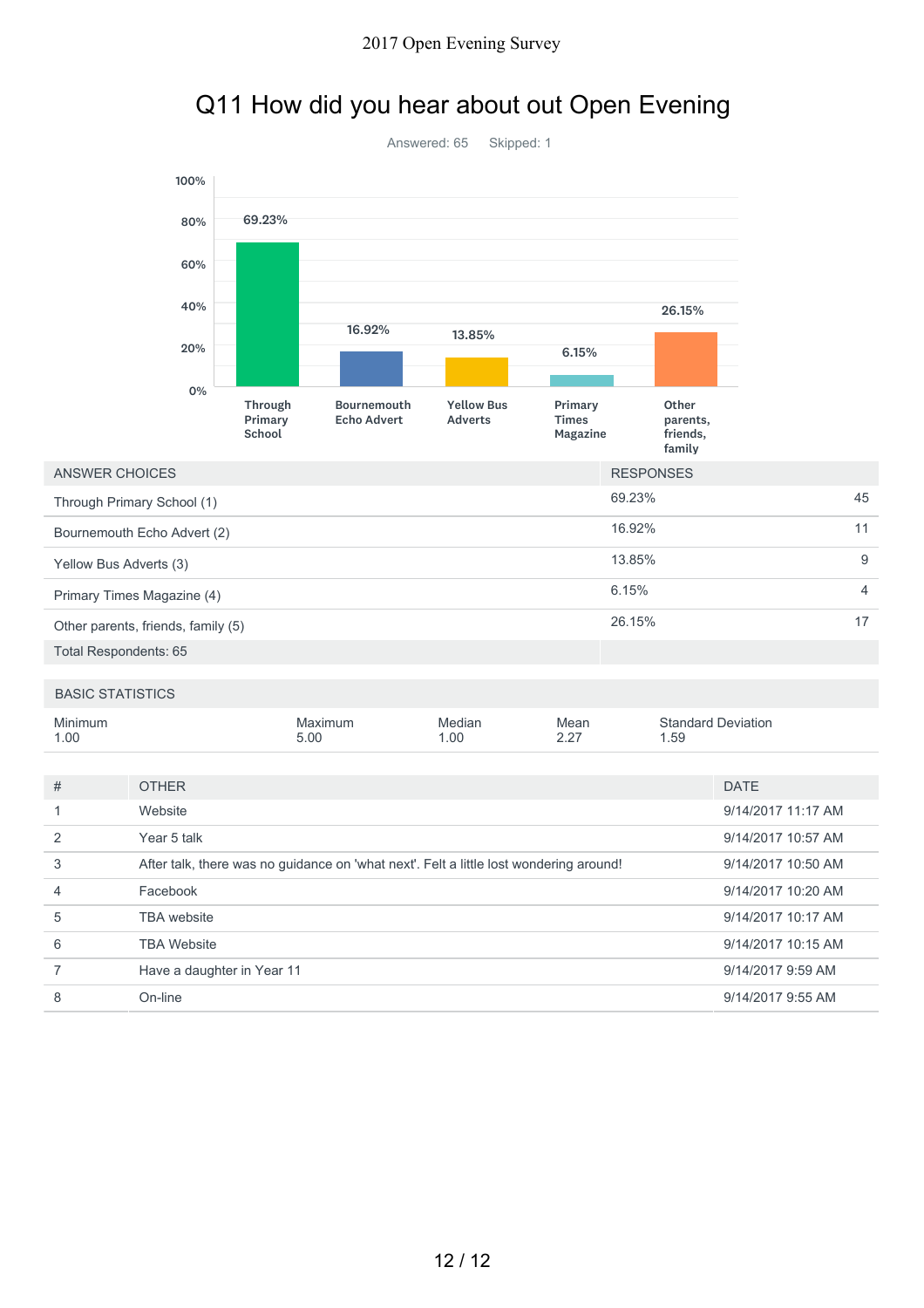# Q11 How did you hear about out Open Evening

Answered: 65 Skipped: 1

100%
80%
60%
40%
20%
0%

69.23%
16.92%
13.85%
6.15%
26.15%

Through Primary School
Bournemouth Echo Advert
Yellow Bus Adverts
Primary Times Magazine
Other parents, friends, family

| ANSWER CHOICES | RESPONSES | |
|---|---|---|
| Through Primary School (1) | 69.23% | 45 |
| Bournemouth Echo Advert (2) | 16.92% | 11 |
| Yellow Bus Adverts (3) | 13.85% | 9 |
| Primary Times Magazine (4) | 6.15% | 4 |
| Other parents, friends, family (5) | 26.15% | 17 |
| Total Respondents: 65 | | |

BASIC STATISTICS

| Minimum | Maximum | Median | Mean | Standard Deviation |
|---|---|---|---|---|
| 1.00 | 5.00 | 1.00 | 2.27 | 1.59 |

| # | OTHER | DATE |
|---|---|---|
| 1 | Website | 9/14/2017 11:17 AM |
| 2 | Year 5 talk | 9/14/2017 10:57 AM |
| 3 | After talk, there was no guidance on 'what next'. Felt a little lost wondering around! | 9/14/2017 10:50 AM |
| 4 | Facebook | 9/14/2017 10:20 AM |
| 5 | TBA website | 9/14/2017 10:17 AM |
| 6 | TBA Website | 9/14/2017 10:15 AM |
| 7 | Have a daughter in Year 11 | 9/14/2017 9:59 AM |
| 8 | On-line | 9/14/2017 9:55 AM |